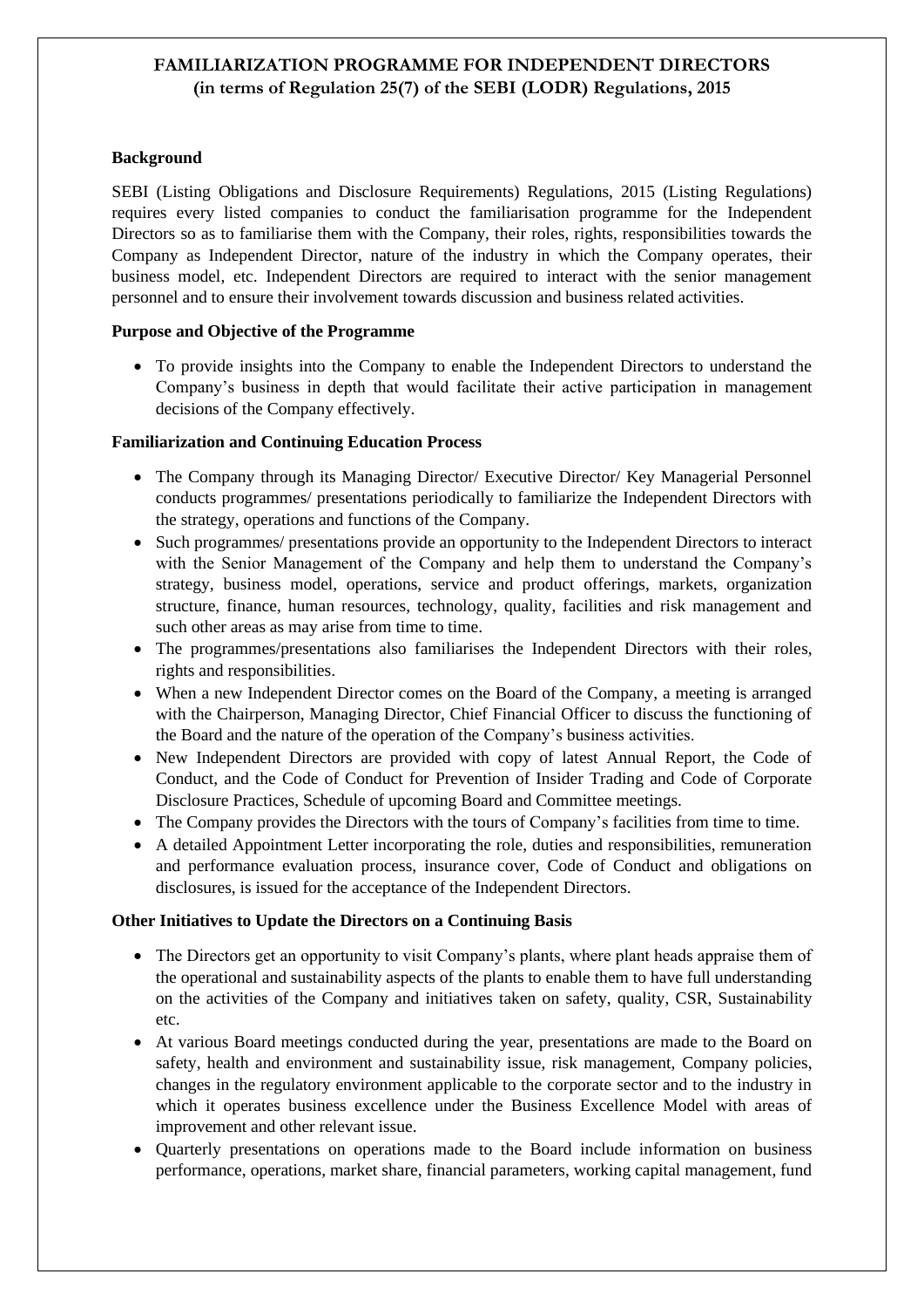# FAMILIARIZATION PROGRAMME FOR INDEPENDENT DIRECTORS
## (in terms of Regulation 25(7) of the SEBI (LODR) Regulations, 2015

### Background

SEBI (Listing Obligations and Disclosure Requirements) Regulations, 2015 (Listing Regulations) requires every listed companies to conduct the familiarisation programme for the Independent Directors so as to familiarise them with the Company, their roles, rights, responsibilities towards the Company as Independent Director, nature of the industry in which the Company operates, their business model, etc. Independent Directors are required to interact with the senior management personnel and to ensure their involvement towards discussion and business related activities.

### Purpose and Objective of the Programme

- To provide insights into the Company to enable the Independent Directors to understand the Company's business in depth that would facilitate their active participation in management decisions of the Company effectively.

### Familiarization and Continuing Education Process

- The Company through its Managing Director/ Executive Director/ Key Managerial Personnel conducts programmes/ presentations periodically to familiarize the Independent Directors with the strategy, operations and functions of the Company.
- Such programmes/ presentations provide an opportunity to the Independent Directors to interact with the Senior Management of the Company and help them to understand the Company's strategy, business model, operations, service and product offerings, markets, organization structure, finance, human resources, technology, quality, facilities and risk management and such other areas as may arise from time to time.
- The programmes/presentations also familiarises the Independent Directors with their roles, rights and responsibilities.
- When a new Independent Director comes on the Board of the Company, a meeting is arranged with the Chairperson, Managing Director, Chief Financial Officer to discuss the functioning of the Board and the nature of the operation of the Company's business activities.
- New Independent Directors are provided with copy of latest Annual Report, the Code of Conduct, and the Code of Conduct for Prevention of Insider Trading and Code of Corporate Disclosure Practices, Schedule of upcoming Board and Committee meetings.
- The Company provides the Directors with the tours of Company's facilities from time to time.
- A detailed Appointment Letter incorporating the role, duties and responsibilities, remuneration and performance evaluation process, insurance cover, Code of Conduct and obligations on disclosures, is issued for the acceptance of the Independent Directors.

### Other Initiatives to Update the Directors on a Continuing Basis

- The Directors get an opportunity to visit Company's plants, where plant heads appraise them of the operational and sustainability aspects of the plants to enable them to have full understanding on the activities of the Company and initiatives taken on safety, quality, CSR, Sustainability etc.
- At various Board meetings conducted during the year, presentations are made to the Board on safety, health and environment and sustainability issue, risk management, Company policies, changes in the regulatory environment applicable to the corporate sector and to the industry in which it operates business excellence under the Business Excellence Model with areas of improvement and other relevant issue.
- Quarterly presentations on operations made to the Board include information on business performance, operations, market share, financial parameters, working capital management, fund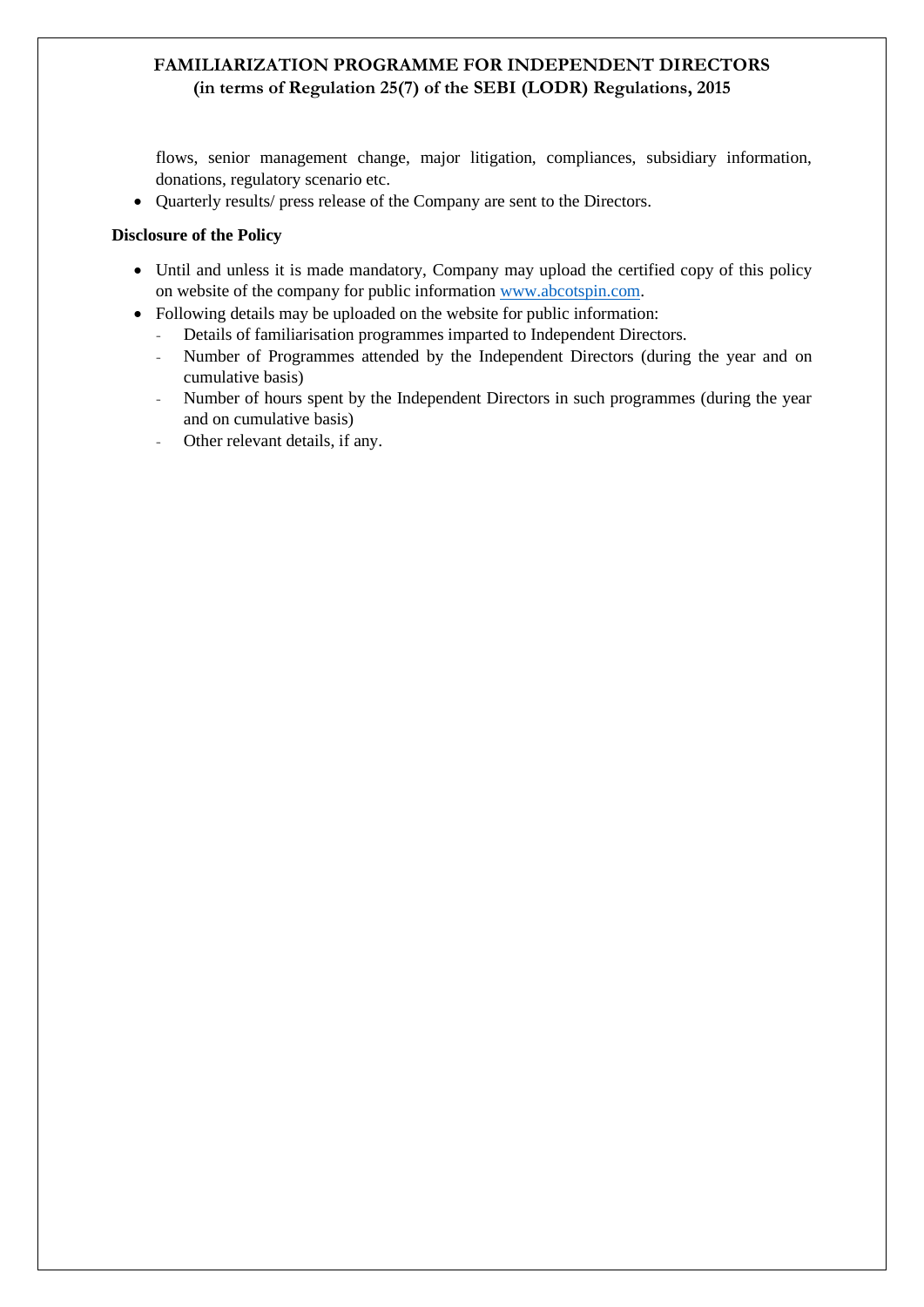flows, senior management change, major litigation, compliances, subsidiary information, donations, regulatory scenario etc.

- Quarterly results/ press release of the Company are sent to the Directors.

**Disclosure of the Policy**

- Until and unless it is made mandatory, Company may upload the certified copy of this policy on website of the company for public information www.abcotspin.com.
- Following details may be uploaded on the website for public information:
  - Details of familiarisation programmes imparted to Independent Directors.
  - Number of Programmes attended by the Independent Directors (during the year and on cumulative basis)
  - Number of hours spent by the Independent Directors in such programmes (during the year and on cumulative basis)
  - Other relevant details, if any.